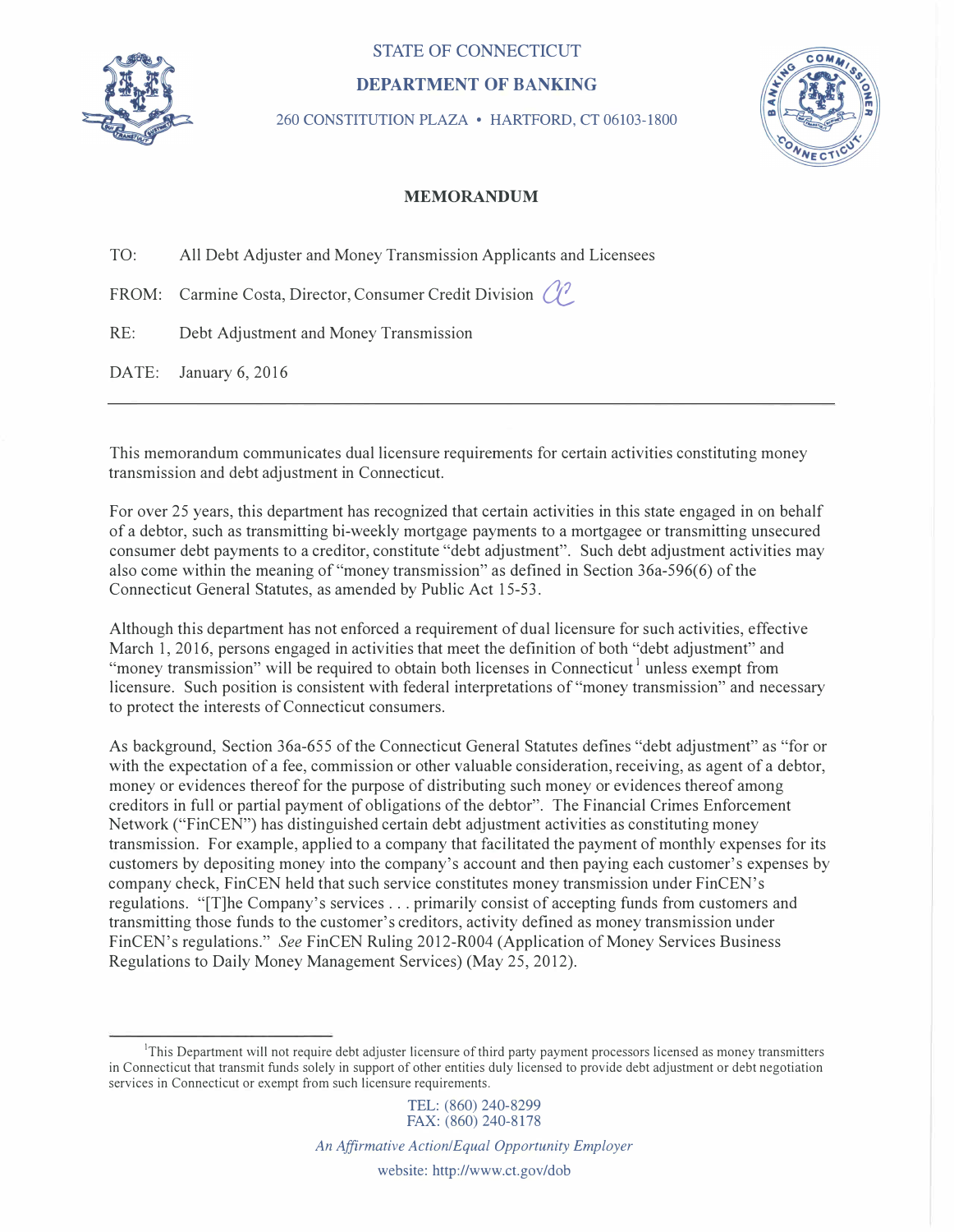STATE OF CONNECTICUT

**DEPARTMENT OF BANKING**

260 CONSTITUTION PLAZA • HARTFORD, CT 06103-1800

## MEMORANDUM

TO: All Debt Adjuster and Money Transmission Applicants and Licensees

FROM: Carmine Costa, Director, Consumer Credit Division

RE: Debt Adjustment and Money Transmission

DATE: January 6, 2016

---

This memorandum communicates dual licensure requirements for certain activities constituting money transmission and debt adjustment in Connecticut.

For over 25 years, this department has recognized that certain activities in this state engaged in on behalf of a debtor, such as transmitting bi-weekly mortgage payments to a mortgagee or transmitting unsecured consumer debt payments to a creditor, constitute "debt adjustment". Such debt adjustment activities may also come within the meaning of "money transmission" as defined in Section 36a-596(6) of the Connecticut General Statutes, as amended by Public Act 15-53.

Although this department has not enforced a requirement of dual licensure for such activities, effective March 1, 2016, persons engaged in activities that meet the definition of both "debt adjustment" and "money transmission" will be required to obtain both licenses in Connecticut[1] unless exempt from licensure. Such position is consistent with federal interpretations of "money transmission" and necessary to protect the interests of Connecticut consumers.

As background, Section 36a-655 of the Connecticut General Statutes defines "debt adjustment" as "for or with the expectation of a fee, commission or other valuable consideration, receiving, as agent of a debtor, money or evidences thereof for the purpose of distributing such money or evidences thereof among creditors in full or partial payment of obligations of the debtor". The Financial Crimes Enforcement Network ("FinCEN") has distinguished certain debt adjustment activities as constituting money transmission. For example, applied to a company that facilitated the payment of monthly expenses for its customers by depositing money into the company's account and then paying each customer's expenses by company check, FinCEN held that such service constitutes money transmission under FinCEN's regulations. "[T]he Company's services . . . primarily consist of accepting funds from customers and transmitting those funds to the customer's creditors, activity defined as money transmission under FinCEN's regulations." *See* FinCEN Ruling 2012-R004 (Application of Money Services Business Regulations to Daily Money Management Services) (May 25, 2012).

---

[1] This Department will not require debt adjuster licensure of third party payment processors licensed as money transmitters in Connecticut that transmit funds solely in support of other entities duly licensed to provide debt adjustment or debt negotiation services in Connecticut or exempt from such licensure requirements.

TEL: (860) 240-8299
FAX: (860) 240-8178

*An Affirmative Action/Equal Opportunity Employer*

website: http://www.ct.gov/dob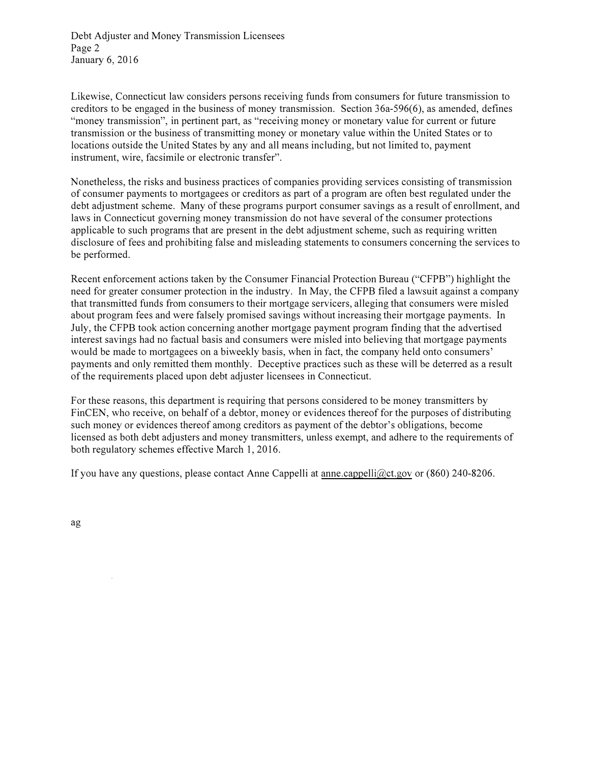Likewise, Connecticut law considers persons receiving funds from consumers for future transmission to creditors to be engaged in the business of money transmission. Section 36a-596(6), as amended, defines "money transmission", in pertinent part, as "receiving money or monetary value for current or future transmission or the business of transmitting money or monetary value within the United States or to locations outside the United States by any and all means including, but not limited to, payment instrument, wire, facsimile or electronic transfer".

Nonetheless, the risks and business practices of companies providing services consisting of transmission of consumer payments to mortgagees or creditors as part of a program are often best regulated under the debt adjustment scheme. Many of these programs purport consumer savings as a result of enrollment, and laws in Connecticut governing money transmission do not have several of the consumer protections applicable to such programs that are present in the debt adjustment scheme, such as requiring written disclosure of fees and prohibiting false and misleading statements to consumers concerning the services to be performed.

Recent enforcement actions taken by the Consumer Financial Protection Bureau ("CFPB") highlight the need for greater consumer protection in the industry. In May, the CFPB filed a lawsuit against a company that transmitted funds from consumers to their mortgage servicers, alleging that consumers were misled about program fees and were falsely promised savings without increasing their mortgage payments. In July, the CFPB took action concerning another mortgage payment program finding that the advertised interest savings had no factual basis and consumers were misled into believing that mortgage payments would be made to mortgagees on a biweekly basis, when in fact, the company held onto consumers' payments and only remitted them monthly. Deceptive practices such as these will be deterred as a result of the requirements placed upon debt adjuster licensees in Connecticut.

For these reasons, this department is requiring that persons considered to be money transmitters by FinCEN, who receive, on behalf of a debtor, money or evidences thereof for the purposes of distributing such money or evidences thereof among creditors as payment of the debtor's obligations, become licensed as both debt adjusters and money transmitters, unless exempt, and adhere to the requirements of both regulatory schemes effective March 1, 2016.

If you have any questions, please contact Anne Cappelli at anne.cappelli@ct.gov or (860) 240-8206.

ag